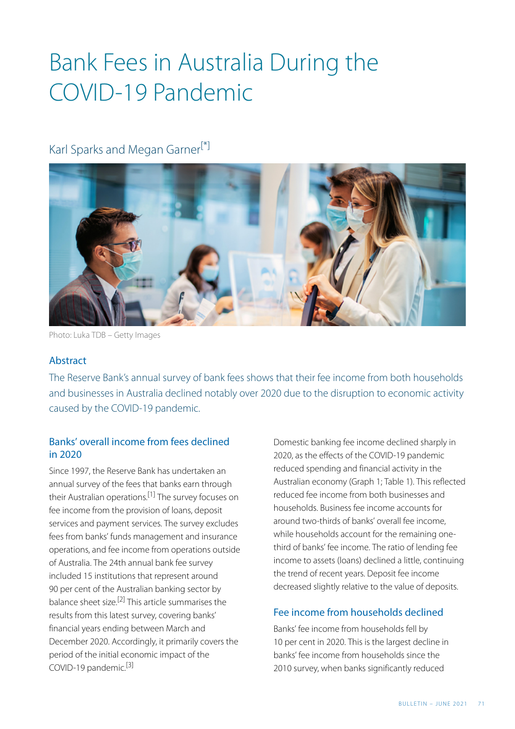# Bank Fees in Australia During the COVID-19 Pandemic

Karl Sparks and Megan Garner[*]

Photo: Luka TDB – Getty Images

## Abstract

The Reserve Bank's annual survey of bank fees shows that their fee income from both households and businesses in Australia declined notably over 2020 due to the disruption to economic activity caused by the COVID-19 pandemic.

## Banks' overall income from fees declined in 2020

Since 1997, the Reserve Bank has undertaken an annual survey of the fees that banks earn through their Australian operations.[1] The survey focuses on fee income from the provision of loans, deposit services and payment services. The survey excludes fees from banks' funds management and insurance operations, and fee income from operations outside of Australia. The 24th annual bank fee survey included 15 institutions that represent around 90 per cent of the Australian banking sector by balance sheet size.[2] This article summarises the results from this latest survey, covering banks' financial years ending between March and December 2020. Accordingly, it primarily covers the period of the initial economic impact of the COVID-19 pandemic.[3]

Domestic banking fee income declined sharply in 2020, as the effects of the COVID-19 pandemic reduced spending and financial activity in the Australian economy (Graph 1; Table 1). This reflected reduced fee income from both businesses and households. Business fee income accounts for around two-thirds of banks' overall fee income, while households account for the remaining one-third of banks' fee income. The ratio of lending fee income to assets (loans) declined a little, continuing the trend of recent years. Deposit fee income decreased slightly relative to the value of deposits.

## Fee income from households declined

Banks' fee income from households fell by 10 per cent in 2020. This is the largest decline in banks' fee income from households since the 2010 survey, when banks significantly reduced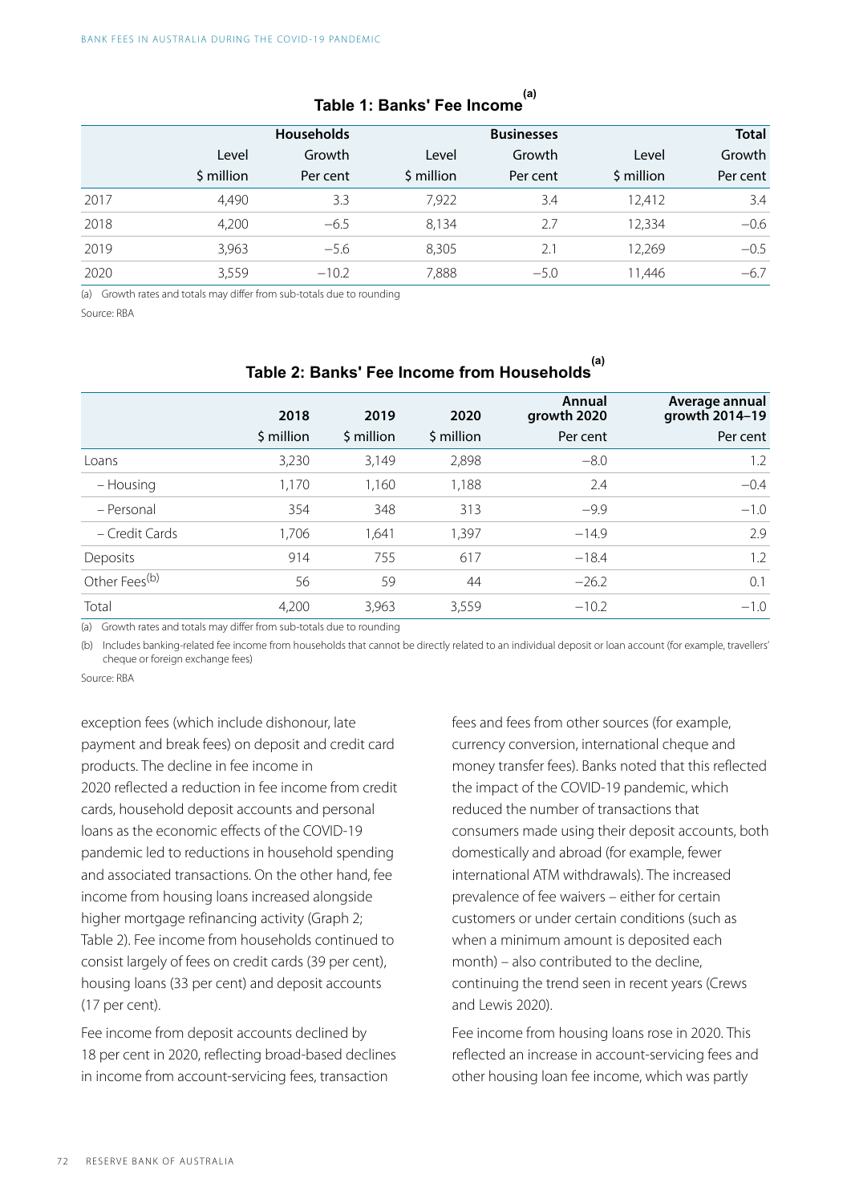### Table 1: Banks' Fee Income [(a)]

| | Households | | Businesses | | Total | |
|---|---|---|---|---|---|---|
| | Level | Growth | Level | Growth | Level | Growth |
| | $ million | Per cent | $ million | Per cent | $ million | Per cent |
| 2017 | 4,490 | 3.3 | 7,922 | 3.4 | 12,412 | 3.4 |
| 2018 | 4,200 | −6.5 | 8,134 | 2.7 | 12,334 | −0.6 |
| 2019 | 3,963 | −5.6 | 8,305 | 2.1 | 12,269 | −0.5 |
| 2020 | 3,559 | −10.2 | 7,888 | −5.0 | 11,446 | −6.7 |

(a) Growth rates and totals may differ from sub-totals due to rounding

Source: RBA

### Table 2: Banks' Fee Income from Households [(a)]

| | 2018 | 2019 | 2020 | Annual growth 2020 | Average annual growth 2014–19 |
|---|---|---|---|---|---|
| | $ million | $ million | $ million | Per cent | Per cent |
| Loans | 3,230 | 3,149 | 2,898 | −8.0 | 1.2 |
| – Housing | 1,170 | 1,160 | 1,188 | 2.4 | −0.4 |
| – Personal | 354 | 348 | 313 | −9.9 | −1.0 |
| – Credit Cards | 1,706 | 1,641 | 1,397 | −14.9 | 2.9 |
| Deposits | 914 | 755 | 617 | −18.4 | 1.2 |
| Other Fees[(b)] | 56 | 59 | 44 | −26.2 | 0.1 |
| Total | 4,200 | 3,963 | 3,559 | −10.2 | −1.0 |

(a) Growth rates and totals may differ from sub-totals due to rounding

(b) Includes banking-related fee income from households that cannot be directly related to an individual deposit or loan account (for example, travellers' cheque or foreign exchange fees)

Source: RBA

exception fees (which include dishonour, late payment and break fees) on deposit and credit card products. The decline in fee income in 2020 reflected a reduction in fee income from credit cards, household deposit accounts and personal loans as the economic effects of the COVID-19 pandemic led to reductions in household spending and associated transactions. On the other hand, fee income from housing loans increased alongside higher mortgage refinancing activity (Graph 2; Table 2). Fee income from households continued to consist largely of fees on credit cards (39 per cent), housing loans (33 per cent) and deposit accounts (17 per cent).

Fee income from deposit accounts declined by 18 per cent in 2020, reflecting broad-based declines in income from account-servicing fees, transaction fees and fees from other sources (for example, currency conversion, international cheque and money transfer fees). Banks noted that this reflected the impact of the COVID-19 pandemic, which reduced the number of transactions that consumers made using their deposit accounts, both domestically and abroad (for example, fewer international ATM withdrawals). The increased prevalence of fee waivers – either for certain customers or under certain conditions (such as when a minimum amount is deposited each month) – also contributed to the decline, continuing the trend seen in recent years (Crews and Lewis 2020).

Fee income from housing loans rose in 2020. This reflected an increase in account-servicing fees and other housing loan fee income, which was partly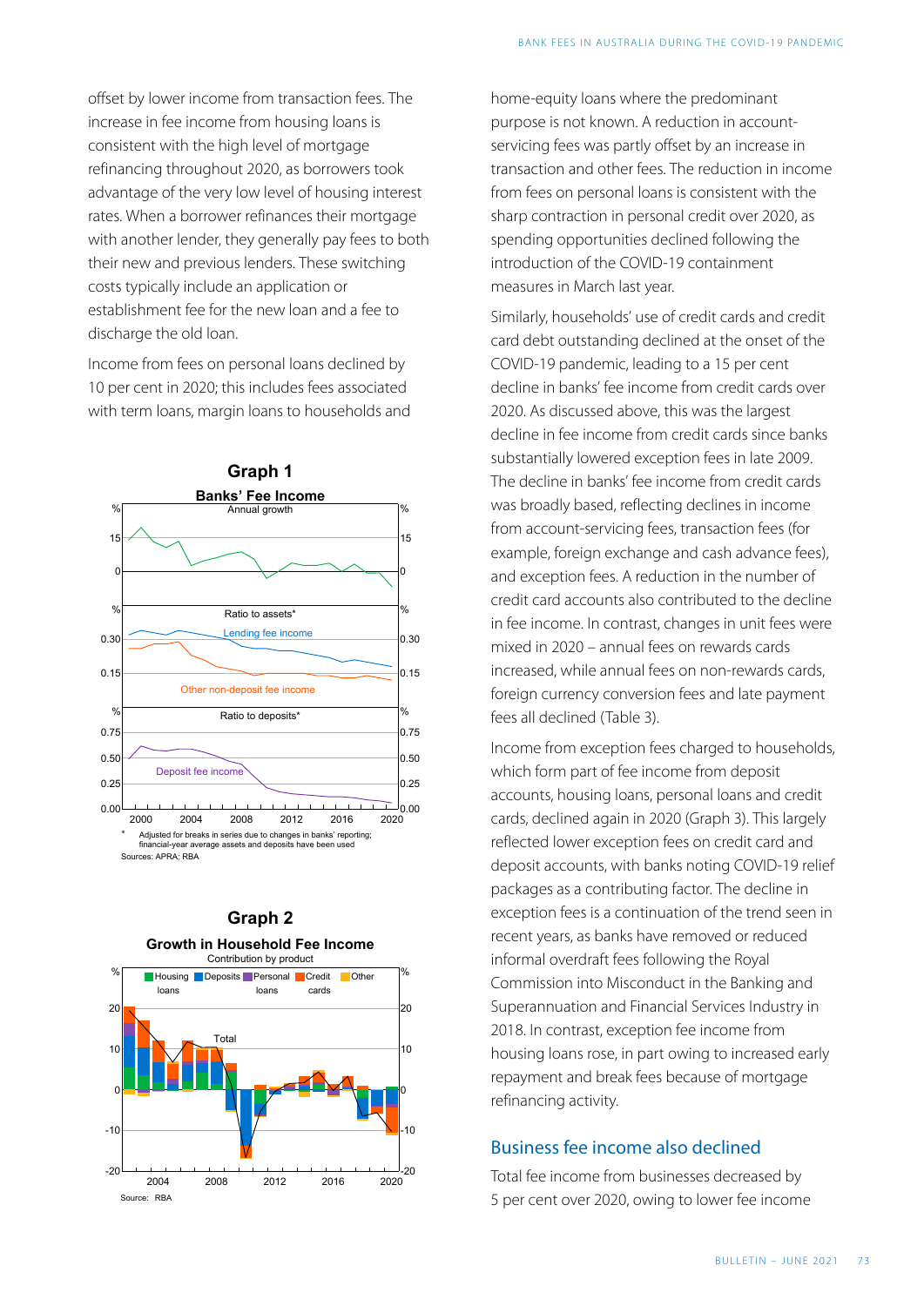offset by lower income from transaction fees. The increase in fee income from housing loans is consistent with the high level of mortgage refinancing throughout 2020, as borrowers took advantage of the very low level of housing interest rates. When a borrower refinances their mortgage with another lender, they generally pay fees to both their new and previous lenders. These switching costs typically include an application or establishment fee for the new loan and a fee to discharge the old loan.

Income from fees on personal loans declined by 10 per cent in 2020; this includes fees associated with term loans, margin loans to households and home-equity loans where the predominant purpose is not known. A reduction in account-servicing fees was partly offset by an increase in transaction and other fees. The reduction in income from fees on personal loans is consistent with the sharp contraction in personal credit over 2020, as spending opportunities declined following the introduction of the COVID-19 containment measures in March last year.

**Graph 1**

**Banks' Fee Income**

\* Adjusted for breaks in series due to changes in banks' reporting; financial-year average assets and deposits have been used

Sources: APRA; RBA

**Graph 2**

**Growth in Household Fee Income**

Contribution by product

Source: RBA

Similarly, households' use of credit cards and credit card debt outstanding declined at the onset of the COVID-19 pandemic, leading to a 15 per cent decline in banks' fee income from credit cards over 2020. As discussed above, this was the largest decline in fee income from credit cards since banks substantially lowered exception fees in late 2009. The decline in banks' fee income from credit cards was broadly based, reflecting declines in income from account-servicing fees, transaction fees (for example, foreign exchange and cash advance fees), and exception fees. A reduction in the number of credit card accounts also contributed to the decline in fee income. In contrast, changes in unit fees were mixed in 2020 – annual fees on rewards cards increased, while annual fees on non-rewards cards, foreign currency conversion fees and late payment fees all declined (Table 3).

Income from exception fees charged to households, which form part of fee income from deposit accounts, housing loans, personal loans and credit cards, declined again in 2020 (Graph 3). This largely reflected lower exception fees on credit card and deposit accounts, with banks noting COVID-19 relief packages as a contributing factor. The decline in exception fees is a continuation of the trend seen in recent years, as banks have removed or reduced informal overdraft fees following the Royal Commission into Misconduct in the Banking and Superannuation and Financial Services Industry in 2018. In contrast, exception fee income from housing loans rose, in part owing to increased early repayment and break fees because of mortgage refinancing activity.

## Business fee income also declined

Total fee income from businesses decreased by 5 per cent over 2020, owing to lower fee income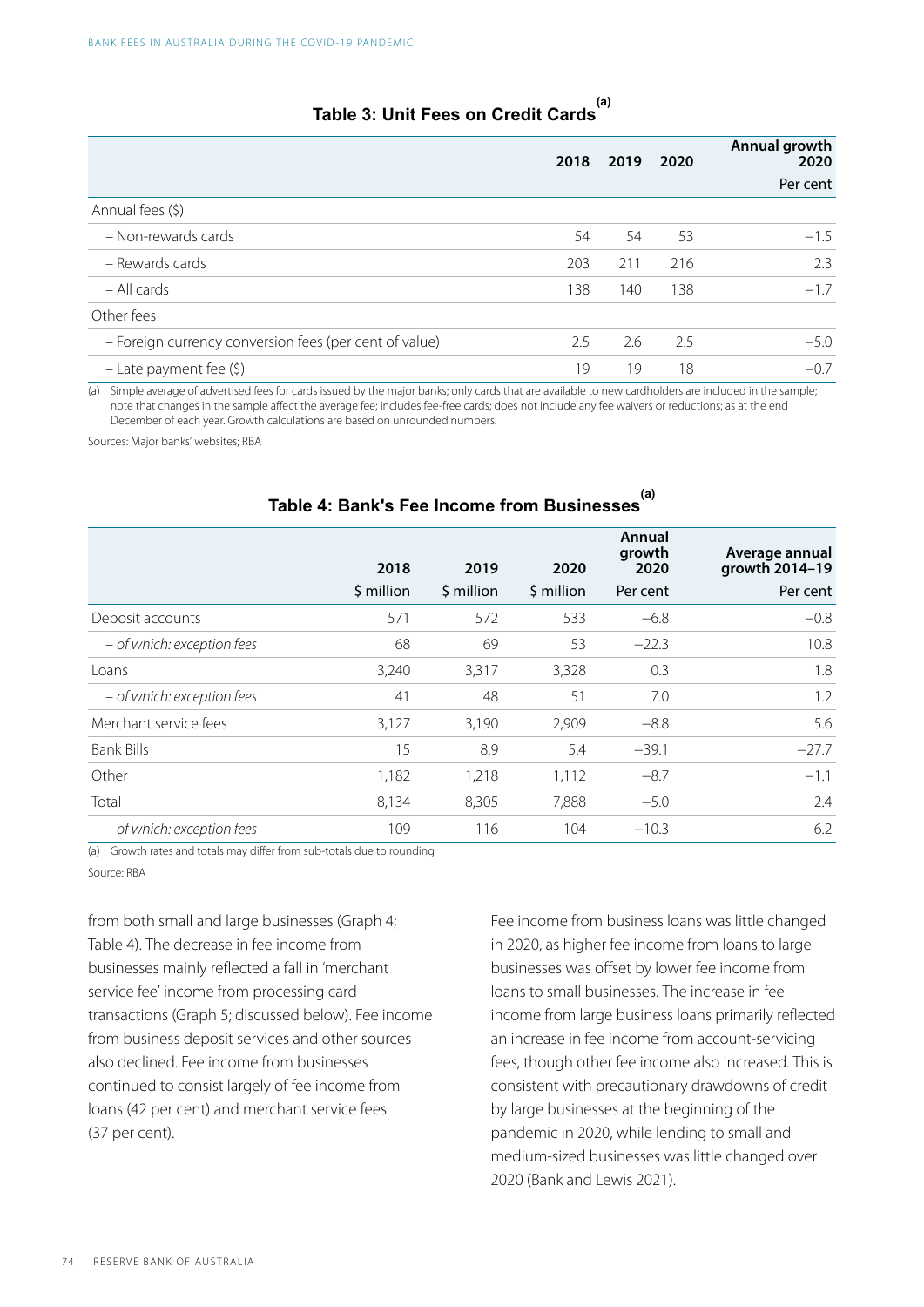## Table 3: Unit Fees on Credit Cards[(a)]

| | 2018 | 2019 | 2020 | Annual growth 2020 |
|---|---|---|---|---|
| | | | | Per cent |
| Annual fees ($) | | | | |
| – Non-rewards cards | 54 | 54 | 53 | −1.5 |
| – Rewards cards | 203 | 211 | 216 | 2.3 |
| – All cards | 138 | 140 | 138 | −1.7 |
| Other fees | | | | |
| – Foreign currency conversion fees (per cent of value) | 2.5 | 2.6 | 2.5 | −5.0 |
| – Late payment fee ($) | 19 | 19 | 18 | −0.7 |

(a) Simple average of advertised fees for cards issued by the major banks; only cards that are available to new cardholders are included in the sample; note that changes in the sample affect the average fee; includes fee-free cards; does not include any fee waivers or reductions; as at the end December of each year. Growth calculations are based on unrounded numbers.

Sources: Major banks' websites; RBA

## Table 4: Bank's Fee Income from Businesses[(a)]

| | 2018 | 2019 | 2020 | Annual growth 2020 | Average annual growth 2014–19 |
|---|---|---|---|---|---|
| | $ million | $ million | $ million | Per cent | Per cent |
| Deposit accounts | 571 | 572 | 533 | −6.8 | −0.8 |
| – *of which: exception fees* | 68 | 69 | 53 | −22.3 | 10.8 |
| Loans | 3,240 | 3,317 | 3,328 | 0.3 | 1.8 |
| – *of which: exception fees* | 41 | 48 | 51 | 7.0 | 1.2 |
| Merchant service fees | 3,127 | 3,190 | 2,909 | −8.8 | 5.6 |
| Bank Bills | 15 | 8.9 | 5.4 | −39.1 | −27.7 |
| Other | 1,182 | 1,218 | 1,112 | −8.7 | −1.1 |
| Total | 8,134 | 8,305 | 7,888 | −5.0 | 2.4 |
| – *of which: exception fees* | 109 | 116 | 104 | −10.3 | 6.2 |

(a) Growth rates and totals may differ from sub-totals due to rounding

Source: RBA

from both small and large businesses (Graph 4; Table 4). The decrease in fee income from businesses mainly reflected a fall in 'merchant service fee' income from processing card transactions (Graph 5; discussed below). Fee income from business deposit services and other sources also declined. Fee income from businesses continued to consist largely of fee income from loans (42 per cent) and merchant service fees (37 per cent).

Fee income from business loans was little changed in 2020, as higher fee income from loans to large businesses was offset by lower fee income from loans to small businesses. The increase in fee income from large business loans primarily reflected an increase in fee income from account-servicing fees, though other fee income also increased. This is consistent with precautionary drawdowns of credit by large businesses at the beginning of the pandemic in 2020, while lending to small and medium-sized businesses was little changed over 2020 (Bank and Lewis 2021).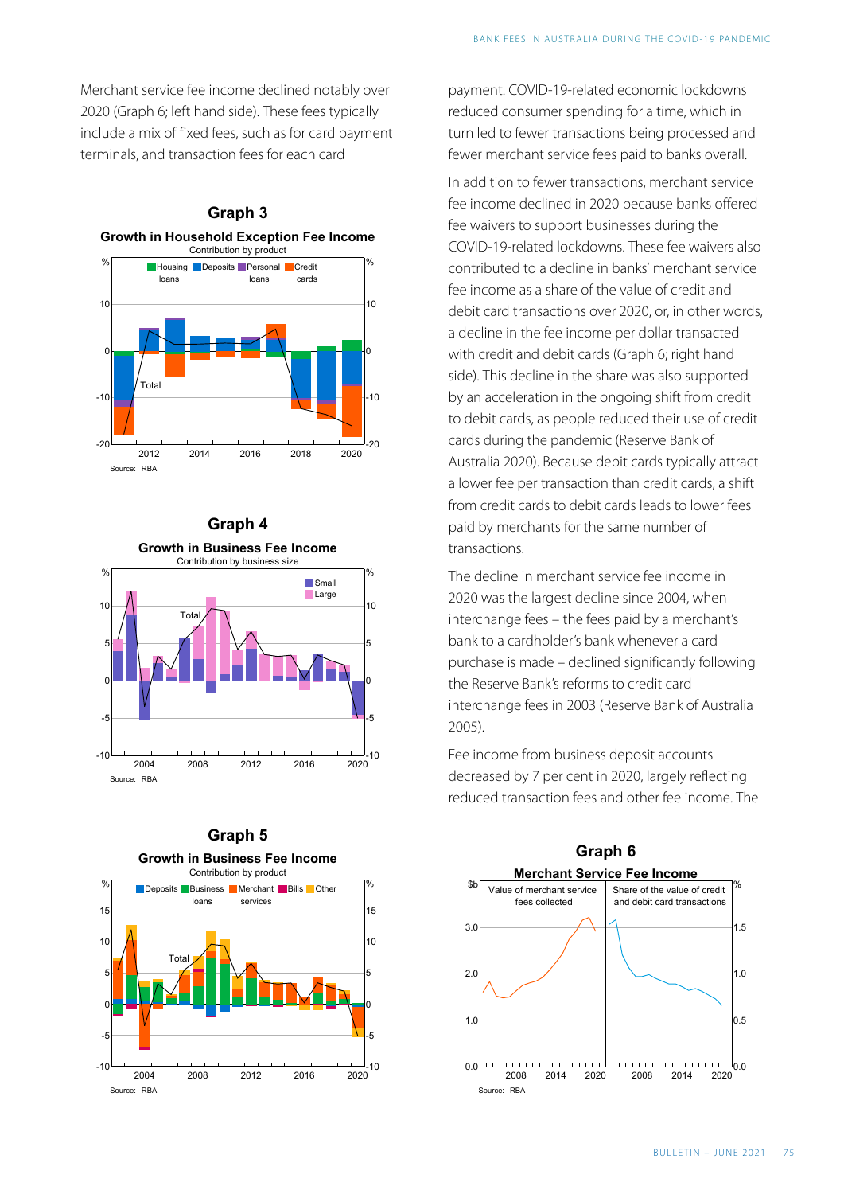Merchant service fee income declined notably over 2020 (Graph 6; left hand side). These fees typically include a mix of fixed fees, such as for card payment terminals, and transaction fees for each card payment. COVID-19-related economic lockdowns reduced consumer spending for a time, which in turn led to fewer transactions being processed and fewer merchant service fees paid to banks overall.

**Graph 3**

**Growth in Household Exception Fee Income**

Contribution by product

Source: RBA

**Graph 4**

**Growth in Business Fee Income**

Contribution by business size

Source: RBA

**Graph 5**

**Growth in Business Fee Income**

Contribution by product

Source: RBA

In addition to fewer transactions, merchant service fee income declined in 2020 because banks offered fee waivers to support businesses during the COVID-19-related lockdowns. These fee waivers also contributed to a decline in banks' merchant service fee income as a share of the value of credit and debit card transactions over 2020, or, in other words, a decline in the fee income per dollar transacted with credit and debit cards (Graph 6; right hand side). This decline in the share was also supported by an acceleration in the ongoing shift from credit to debit cards, as people reduced their use of credit cards during the pandemic (Reserve Bank of Australia 2020). Because debit cards typically attract a lower fee per transaction than credit cards, a shift from credit cards to debit cards leads to lower fees paid by merchants for the same number of transactions.

The decline in merchant service fee income in 2020 was the largest decline since 2004, when interchange fees – the fees paid by a merchant's bank to a cardholder's bank whenever a card purchase is made – declined significantly following the Reserve Bank's reforms to credit card interchange fees in 2003 (Reserve Bank of Australia 2005).

Fee income from business deposit accounts decreased by 7 per cent in 2020, largely reflecting reduced transaction fees and other fee income. The

**Graph 6**

**Merchant Service Fee Income**

Source: RBA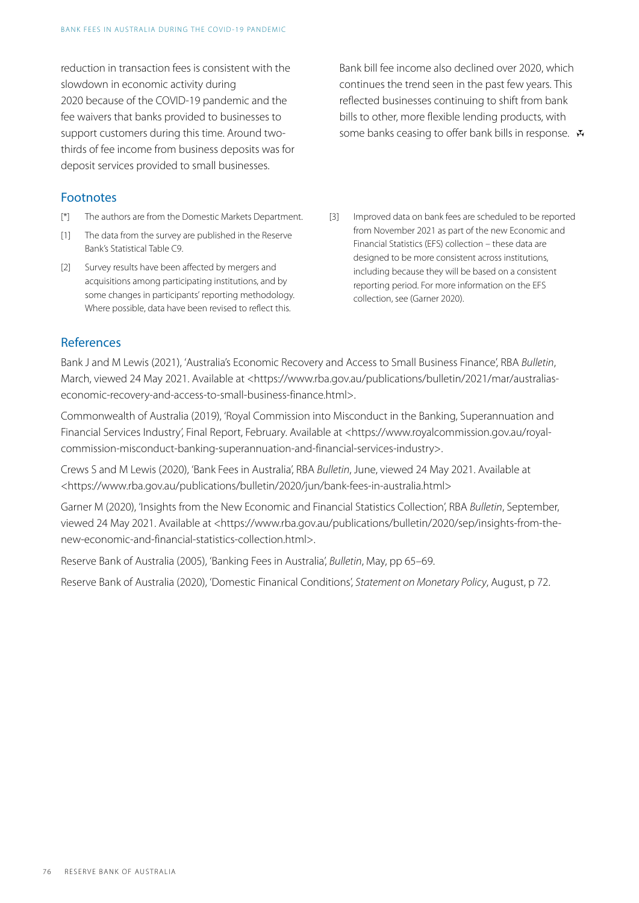reduction in transaction fees is consistent with the slowdown in economic activity during 2020 because of the COVID-19 pandemic and the fee waivers that banks provided to businesses to support customers during this time. Around two-thirds of fee income from business deposits was for deposit services provided to small businesses.

Bank bill fee income also declined over 2020, which continues the trend seen in the past few years. This reflected businesses continuing to shift from bank bills to other, more flexible lending products, with some banks ceasing to offer bank bills in response.

## Footnotes

[*] The authors are from the Domestic Markets Department.

[1] The data from the survey are published in the Reserve Bank's Statistical Table C9.

[2] Survey results have been affected by mergers and acquisitions among participating institutions, and by some changes in participants' reporting methodology. Where possible, data have been revised to reflect this.

[3] Improved data on bank fees are scheduled to be reported from November 2021 as part of the new Economic and Financial Statistics (EFS) collection – these data are designed to be more consistent across institutions, including because they will be based on a consistent reporting period. For more information on the EFS collection, see (Garner 2020).

## References

Bank J and M Lewis (2021), 'Australia's Economic Recovery and Access to Small Business Finance', RBA *Bulletin*, March, viewed 24 May 2021. Available at <https://www.rba.gov.au/publications/bulletin/2021/mar/australias-economic-recovery-and-access-to-small-business-finance.html>.

Commonwealth of Australia (2019), 'Royal Commission into Misconduct in the Banking, Superannuation and Financial Services Industry', Final Report, February. Available at <https://www.royalcommission.gov.au/royal-commission-misconduct-banking-superannuation-and-financial-services-industry>.

Crews S and M Lewis (2020), 'Bank Fees in Australia', RBA *Bulletin*, June, viewed 24 May 2021. Available at <https://www.rba.gov.au/publications/bulletin/2020/jun/bank-fees-in-australia.html>

Garner M (2020), 'Insights from the New Economic and Financial Statistics Collection', RBA *Bulletin*, September, viewed 24 May 2021. Available at <https://www.rba.gov.au/publications/bulletin/2020/sep/insights-from-the-new-economic-and-financial-statistics-collection.html>.

Reserve Bank of Australia (2005), 'Banking Fees in Australia', *Bulletin*, May, pp 65–69.

Reserve Bank of Australia (2020), 'Domestic Finanical Conditions', *Statement on Monetary Policy*, August, p 72.